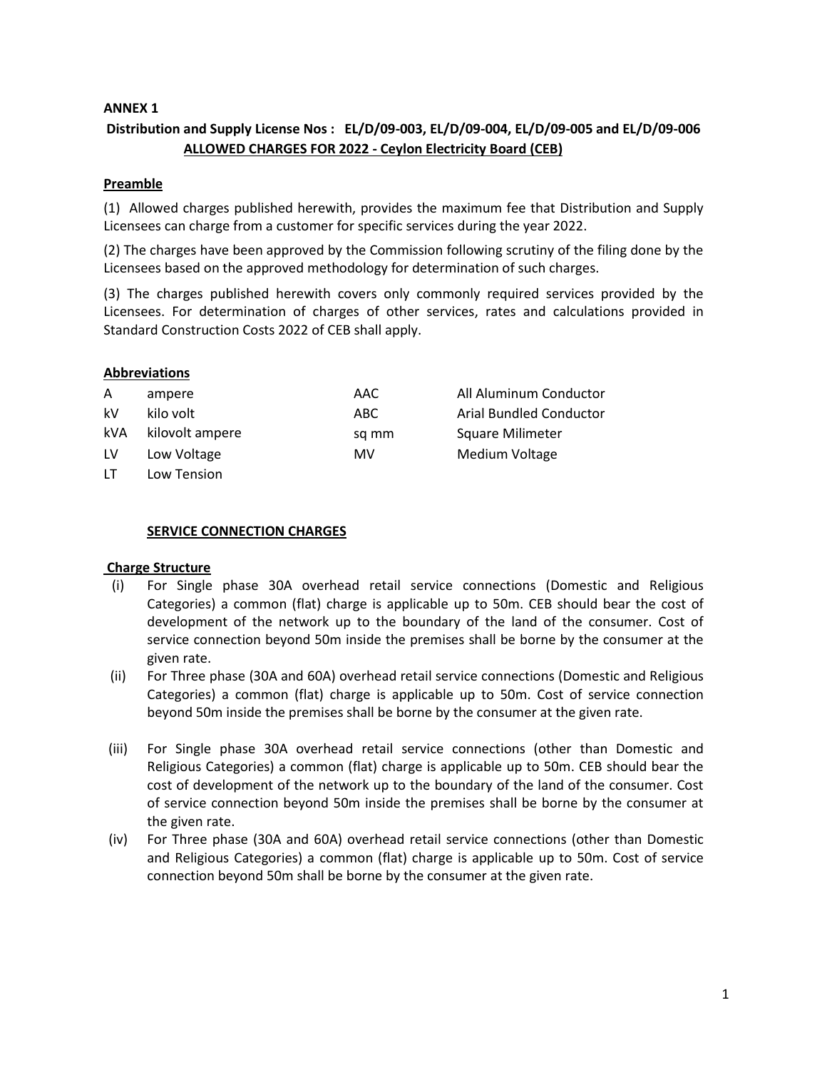**ANNEX 1**

## Distribution and Supply License Nos : EL/D/09-003, EL/D/09-004, EL/D/09-005 and EL/D/09-006

## ALLOWED CHARGES FOR 2022 - Ceylon Electricity Board (CEB)

### Preamble

(1) Allowed charges published herewith, provides the maximum fee that Distribution and Supply Licensees can charge from a customer for specific services during the year 2022.

(2) The charges have been approved by the Commission following scrutiny of the filing done by the Licensees based on the approved methodology for determination of such charges.

(3) The charges published herewith covers only commonly required services provided by the Licensees. For determination of charges of other services, rates and calculations provided in Standard Construction Costs 2022 of CEB shall apply.

### Abbreviations

| | | | |
|---|---|---|---|
| A | ampere | AAC | All Aluminum Conductor |
| kV | kilo volt | ABC | Arial Bundled Conductor |
| kVA | kilovolt ampere | sq mm | Square Milimeter |
| LV | Low Voltage | MV | Medium Voltage |
| LT | Low Tension | | |

### SERVICE CONNECTION CHARGES

#### Charge Structure

(i) For Single phase 30A overhead retail service connections (Domestic and Religious Categories) a common (flat) charge is applicable up to 50m. CEB should bear the cost of development of the network up to the boundary of the land of the consumer. Cost of service connection beyond 50m inside the premises shall be borne by the consumer at the given rate.

(ii) For Three phase (30A and 60A) overhead retail service connections (Domestic and Religious Categories) a common (flat) charge is applicable up to 50m. Cost of service connection beyond 50m inside the premises shall be borne by the consumer at the given rate.

(iii) For Single phase 30A overhead retail service connections (other than Domestic and Religious Categories) a common (flat) charge is applicable up to 50m. CEB should bear the cost of development of the network up to the boundary of the land of the consumer. Cost of service connection beyond 50m inside the premises shall be borne by the consumer at the given rate.

(iv) For Three phase (30A and 60A) overhead retail service connections (other than Domestic and Religious Categories) a common (flat) charge is applicable up to 50m. Cost of service connection beyond 50m shall be borne by the consumer at the given rate.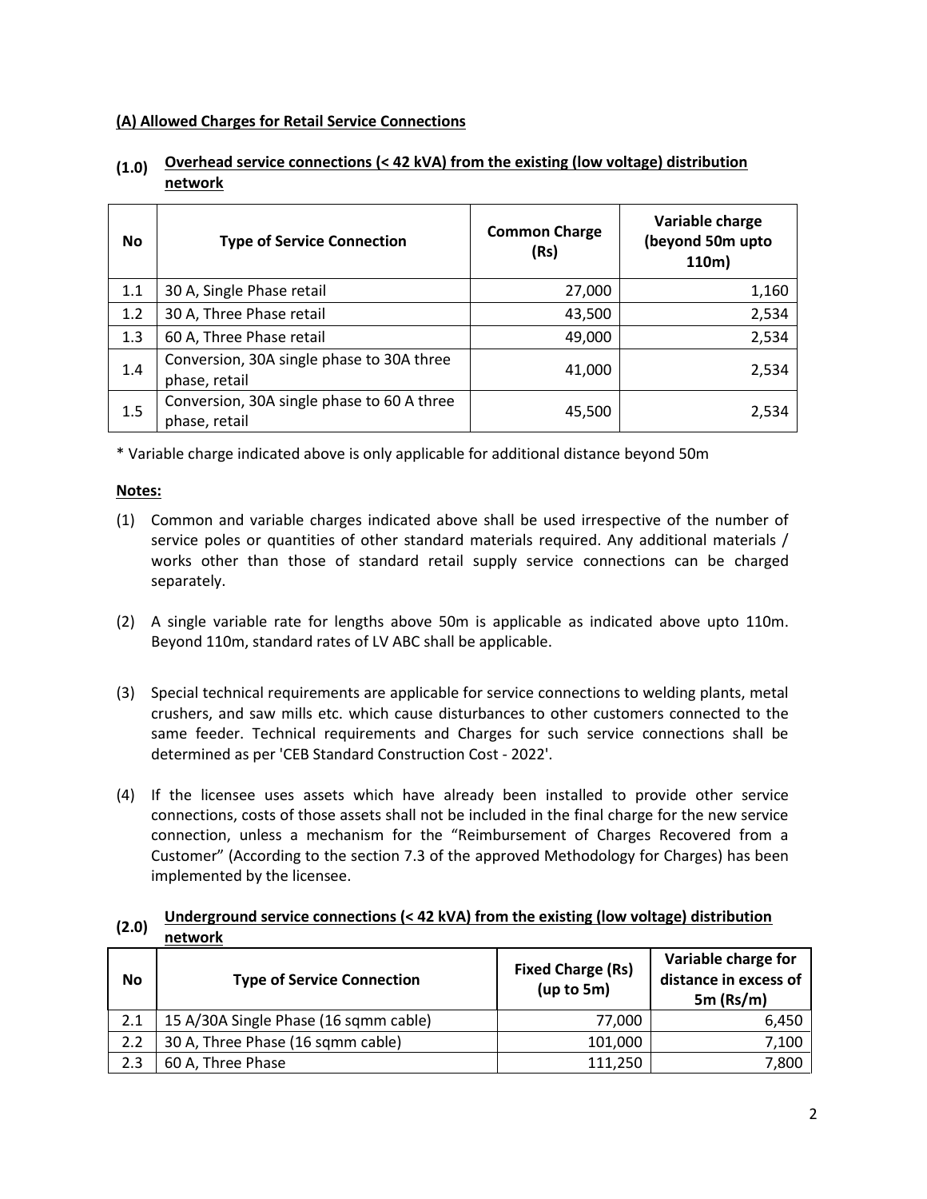**(A) Allowed Charges for Retail Service Connections**

**(1.0) Overhead service connections (< 42 kVA) from the existing (low voltage) distribution network**

| No | Type of Service Connection | Common Charge (Rs) | Variable charge (beyond 50m upto 110m) |
|---|---|---|---|
| 1.1 | 30 A, Single Phase retail | 27,000 | 1,160 |
| 1.2 | 30 A, Three Phase retail | 43,500 | 2,534 |
| 1.3 | 60 A, Three Phase retail | 49,000 | 2,534 |
| 1.4 | Conversion, 30A single phase to 30A three phase, retail | 41,000 | 2,534 |
| 1.5 | Conversion, 30A single phase to 60 A three phase, retail | 45,500 | 2,534 |

* Variable charge indicated above is only applicable for additional distance beyond 50m

**Notes:**

(1) Common and variable charges indicated above shall be used irrespective of the number of service poles or quantities of other standard materials required. Any additional materials / works other than those of standard retail supply service connections can be charged separately.

(2) A single variable rate for lengths above 50m is applicable as indicated above upto 110m. Beyond 110m, standard rates of LV ABC shall be applicable.

(3) Special technical requirements are applicable for service connections to welding plants, metal crushers, and saw mills etc. which cause disturbances to other customers connected to the same feeder. Technical requirements and Charges for such service connections shall be determined as per 'CEB Standard Construction Cost - 2022'.

(4) If the licensee uses assets which have already been installed to provide other service connections, costs of those assets shall not be included in the final charge for the new service connection, unless a mechanism for the "Reimbursement of Charges Recovered from a Customer" (According to the section 7.3 of the approved Methodology for Charges) has been implemented by the licensee.

**(2.0) Underground service connections (< 42 kVA) from the existing (low voltage) distribution network**

| No | Type of Service Connection | Fixed Charge (Rs) (up to 5m) | Variable charge for distance in excess of 5m (Rs/m) |
|---|---|---|---|
| 2.1 | 15 A/30A Single Phase (16 sqmm cable) | 77,000 | 6,450 |
| 2.2 | 30 A, Three Phase (16 sqmm cable) | 101,000 | 7,100 |
| 2.3 | 60 A, Three Phase | 111,250 | 7,800 |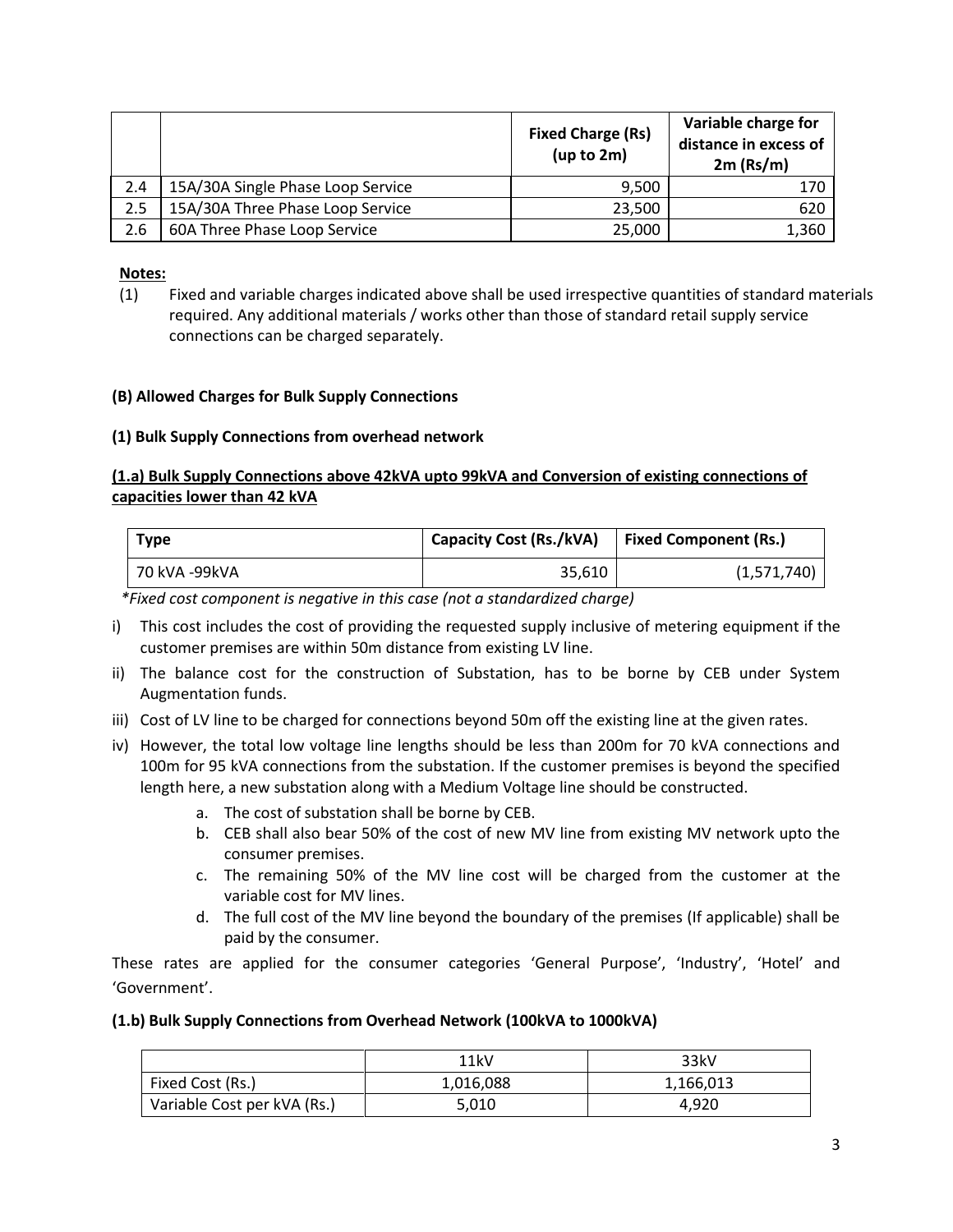| | | Fixed Charge (Rs) (up to 2m) | Variable charge for distance in excess of 2m (Rs/m) |
|---|---|---|---|
| 2.4 | 15A/30A Single Phase Loop Service | 9,500 | 170 |
| 2.5 | 15A/30A Three Phase Loop Service | 23,500 | 620 |
| 2.6 | 60A Three Phase Loop Service | 25,000 | 1,360 |

**Notes:**

(1) Fixed and variable charges indicated above shall be used irrespective quantities of standard materials required. Any additional materials / works other than those of standard retail supply service connections can be charged separately.

**(B) Allowed Charges for Bulk Supply Connections**

**(1) Bulk Supply Connections from overhead network**

**(1.a) Bulk Supply Connections above 42kVA upto 99kVA and Conversion of existing connections of capacities lower than 42 kVA**

| Type | Capacity Cost (Rs./kVA) | Fixed Component (Rs.) |
|---|---|---|
| 70 kVA -99kVA | 35,610 | (1,571,740) |

*\*Fixed cost component is negative in this case (not a standardized charge)*

i) This cost includes the cost of providing the requested supply inclusive of metering equipment if the customer premises are within 50m distance from existing LV line.

ii) The balance cost for the construction of Substation, has to be borne by CEB under System Augmentation funds.

iii) Cost of LV line to be charged for connections beyond 50m off the existing line at the given rates.

iv) However, the total low voltage line lengths should be less than 200m for 70 kVA connections and 100m for 95 kVA connections from the substation. If the customer premises is beyond the specified length here, a new substation along with a Medium Voltage line should be constructed.

   a. The cost of substation shall be borne by CEB.
   b. CEB shall also bear 50% of the cost of new MV line from existing MV network upto the consumer premises.
   c. The remaining 50% of the MV line cost will be charged from the customer at the variable cost for MV lines.
   d. The full cost of the MV line beyond the boundary of the premises (If applicable) shall be paid by the consumer.

These rates are applied for the consumer categories 'General Purpose', 'Industry', 'Hotel' and 'Government'.

**(1.b) Bulk Supply Connections from Overhead Network (100kVA to 1000kVA)**

| | 11kV | 33kV |
|---|---|---|
| Fixed Cost (Rs.) | 1,016,088 | 1,166,013 |
| Variable Cost per kVA (Rs.) | 5,010 | 4,920 |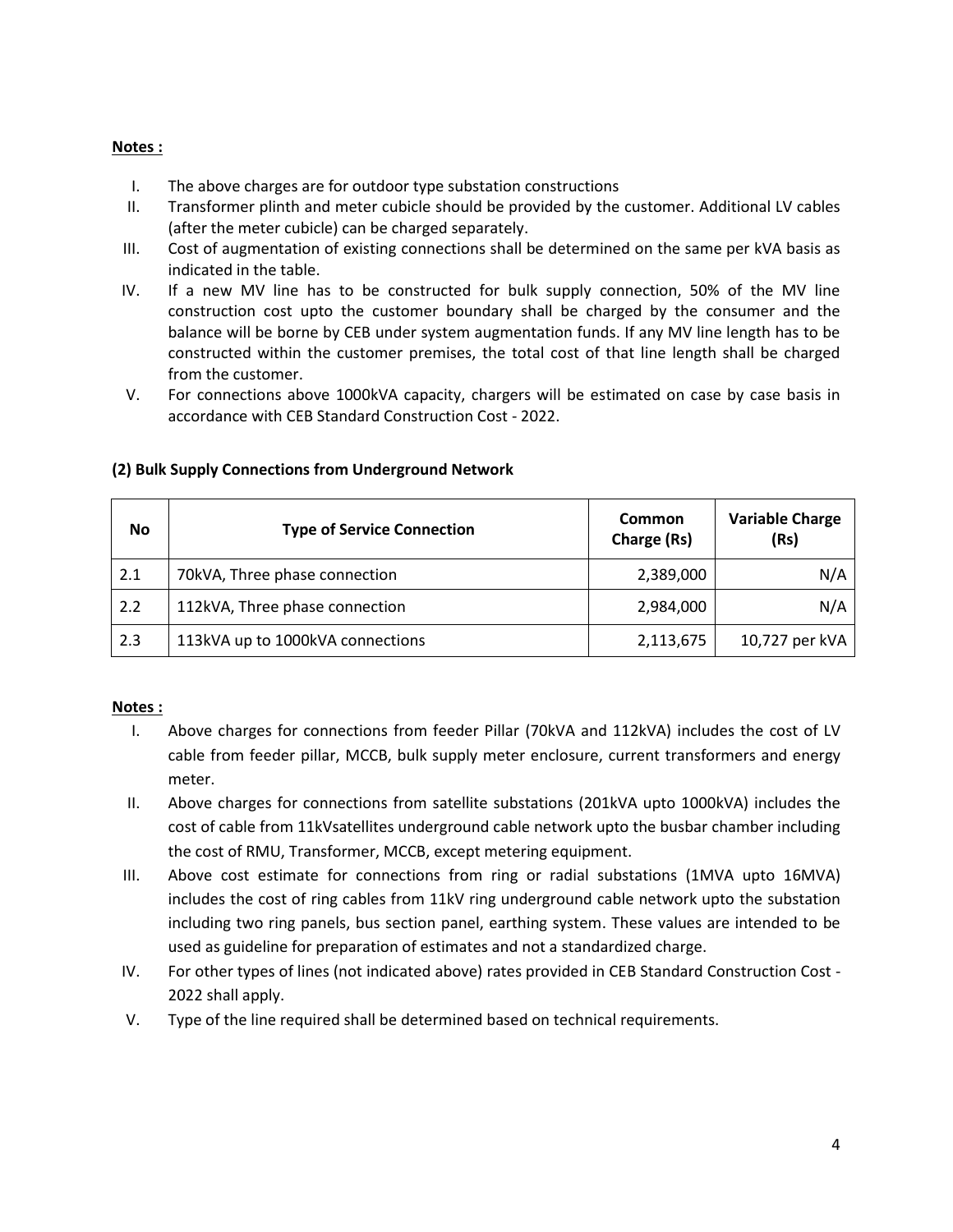**Notes :**

I. The above charges are for outdoor type substation constructions
II. Transformer plinth and meter cubicle should be provided by the customer. Additional LV cables (after the meter cubicle) can be charged separately.
III. Cost of augmentation of existing connections shall be determined on the same per kVA basis as indicated in the table.
IV. If a new MV line has to be constructed for bulk supply connection, 50% of the MV line construction cost upto the customer boundary shall be charged by the consumer and the balance will be borne by CEB under system augmentation funds. If any MV line length has to be constructed within the customer premises, the total cost of that line length shall be charged from the customer.
V. For connections above 1000kVA capacity, chargers will be estimated on case by case basis in accordance with CEB Standard Construction Cost - 2022.

**(2) Bulk Supply Connections from Underground Network**

| No | Type of Service Connection | Common Charge (Rs) | Variable Charge (Rs) |
|---|---|---|---|
| 2.1 | 70kVA, Three phase connection | 2,389,000 | N/A |
| 2.2 | 112kVA, Three phase connection | 2,984,000 | N/A |
| 2.3 | 113kVA up to 1000kVA connections | 2,113,675 | 10,727 per kVA |

**Notes :**

I. Above charges for connections from feeder Pillar (70kVA and 112kVA) includes the cost of LV cable from feeder pillar, MCCB, bulk supply meter enclosure, current transformers and energy meter.
II. Above charges for connections from satellite substations (201kVA upto 1000kVA) includes the cost of cable from 11kVsatellites underground cable network upto the busbar chamber including the cost of RMU, Transformer, MCCB, except metering equipment.
III. Above cost estimate for connections from ring or radial substations (1MVA upto 16MVA) includes the cost of ring cables from 11kV ring underground cable network upto the substation including two ring panels, bus section panel, earthing system. These values are intended to be used as guideline for preparation of estimates and not a standardized charge.
IV. For other types of lines (not indicated above) rates provided in CEB Standard Construction Cost - 2022 shall apply.
V. Type of the line required shall be determined based on technical requirements.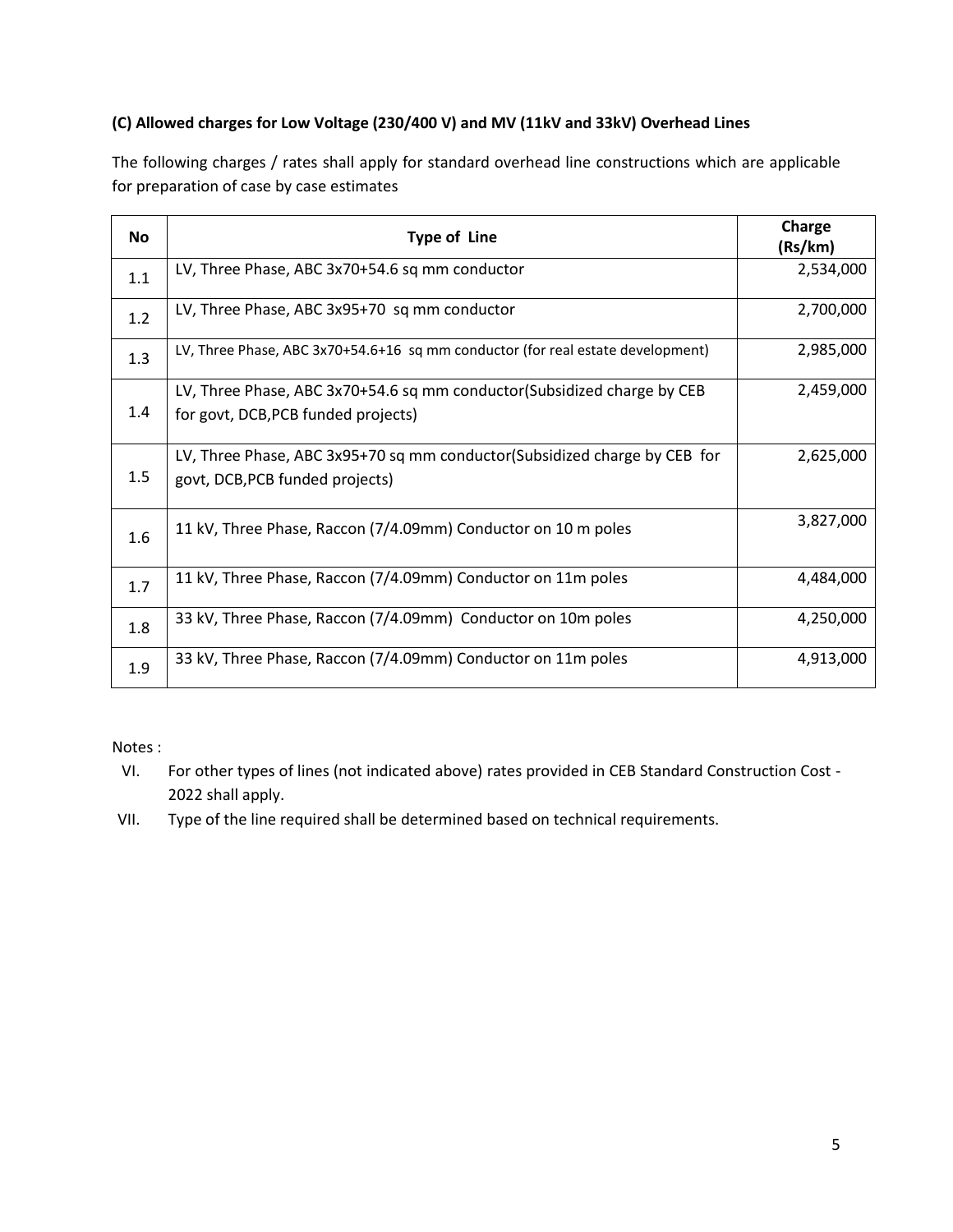### (C) Allowed charges for Low Voltage (230/400 V) and MV (11kV and 33kV) Overhead Lines

The following charges / rates shall apply for standard overhead line constructions which are applicable for preparation of case by case estimates

| No | Type of Line | Charge (Rs/km) |
|---|---|---|
| 1.1 | LV, Three Phase, ABC 3x70+54.6 sq mm conductor | 2,534,000 |
| 1.2 | LV, Three Phase, ABC 3x95+70 sq mm conductor | 2,700,000 |
| 1.3 | LV, Three Phase, ABC 3x70+54.6+16 sq mm conductor (for real estate development) | 2,985,000 |
| 1.4 | LV, Three Phase, ABC 3x70+54.6 sq mm conductor(Subsidized charge by CEB for govt, DCB,PCB funded projects) | 2,459,000 |
| 1.5 | LV, Three Phase, ABC 3x95+70 sq mm conductor(Subsidized charge by CEB for govt, DCB,PCB funded projects) | 2,625,000 |
| 1.6 | 11 kV, Three Phase, Raccon (7/4.09mm) Conductor on 10 m poles | 3,827,000 |
| 1.7 | 11 kV, Three Phase, Raccon (7/4.09mm) Conductor on 11m poles | 4,484,000 |
| 1.8 | 33 kV, Three Phase, Raccon (7/4.09mm) Conductor on 10m poles | 4,250,000 |
| 1.9 | 33 kV, Three Phase, Raccon (7/4.09mm) Conductor on 11m poles | 4,913,000 |

Notes :

VI. For other types of lines (not indicated above) rates provided in CEB Standard Construction Cost - 2022 shall apply.

VII. Type of the line required shall be determined based on technical requirements.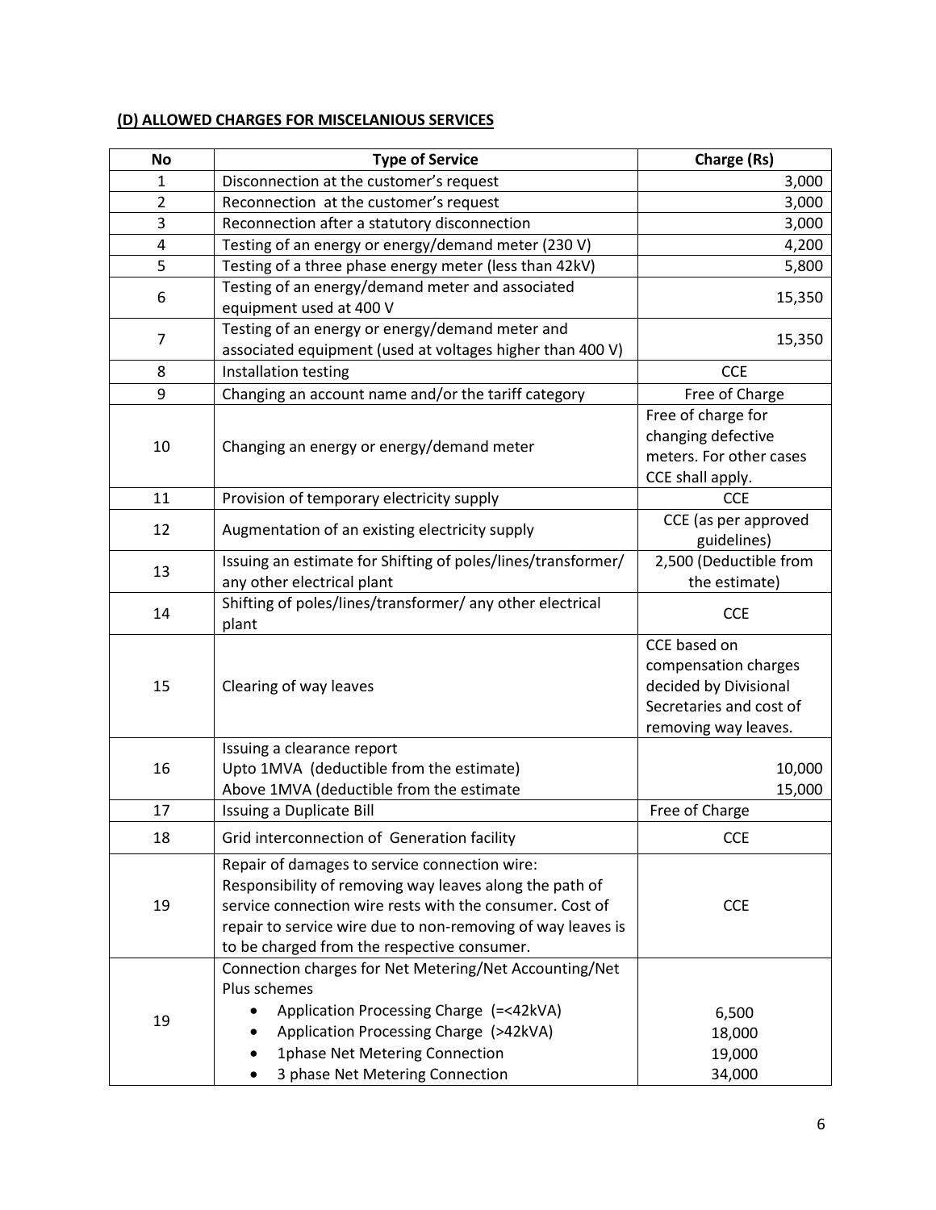**(D) ALLOWED CHARGES FOR MISCELANIOUS SERVICES**

| No | Type of Service | Charge (Rs) |
|---|---|---|
| 1 | Disconnection at the customer's request | 3,000 |
| 2 | Reconnection at the customer's request | 3,000 |
| 3 | Reconnection after a statutory disconnection | 3,000 |
| 4 | Testing of an energy or energy/demand meter (230 V) | 4,200 |
| 5 | Testing of a three phase energy meter (less than 42kV) | 5,800 |
| 6 | Testing of an energy/demand meter and associated equipment used at 400 V | 15,350 |
| 7 | Testing of an energy or energy/demand meter and associated equipment (used at voltages higher than 400 V) | 15,350 |
| 8 | Installation testing | CCE |
| 9 | Changing an account name and/or the tariff category | Free of Charge |
| 10 | Changing an energy or energy/demand meter | Free of charge for changing defective meters. For other cases CCE shall apply. |
| 11 | Provision of temporary electricity supply | CCE |
| 12 | Augmentation of an existing electricity supply | CCE (as per approved guidelines) |
| 13 | Issuing an estimate for Shifting of poles/lines/transformer/ any other electrical plant | 2,500 (Deductible from the estimate) |
| 14 | Shifting of poles/lines/transformer/ any other electrical plant | CCE |
| 15 | Clearing of way leaves | CCE based on compensation charges decided by Divisional Secretaries and cost of removing way leaves. |
| 16 | Issuing a clearance report<br>Upto 1MVA (deductible from the estimate)<br>Above 1MVA (deductible from the estimate | <br>10,000<br>15,000 |
| 17 | Issuing a Duplicate Bill | Free of Charge |
| 18 | Grid interconnection of Generation facility | CCE |
| 19 | Repair of damages to service connection wire: Responsibility of removing way leaves along the path of service connection wire rests with the consumer. Cost of repair to service wire due to non-removing of way leaves is to be charged from the respective consumer. | CCE |
| 19 | Connection charges for Net Metering/Net Accounting/Net Plus schemes<br>• Application Processing Charge (=<42kVA)<br>• Application Processing Charge (>42kVA)<br>• 1phase Net Metering Connection<br>• 3 phase Net Metering Connection | <br>6,500<br>18,000<br>19,000<br>34,000 |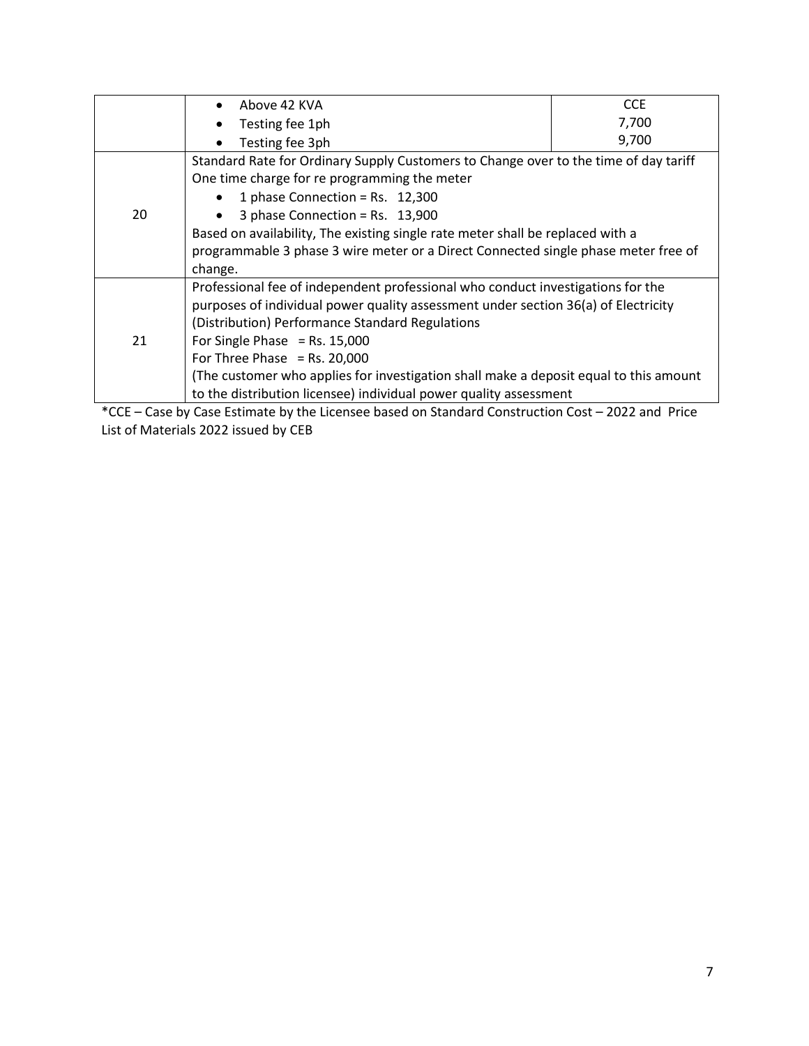| | | |
|---|---|---|
| | • Above 42 KVA<br>• Testing fee 1ph<br>• Testing fee 3ph | CCE<br>7,700<br>9,700 |
| 20 | Standard Rate for Ordinary Supply Customers to Change over to the time of day tariff<br>One time charge for re programming the meter<br>• 1 phase Connection = Rs. 12,300<br>• 3 phase Connection = Rs. 13,900<br>Based on availability, The existing single rate meter shall be replaced with a programmable 3 phase 3 wire meter or a Direct Connected single phase meter free of change. | |
| 21 | Professional fee of independent professional who conduct investigations for the purposes of individual power quality assessment under section 36(a) of Electricity (Distribution) Performance Standard Regulations<br>For Single Phase = Rs. 15,000<br>For Three Phase = Rs. 20,000<br>(The customer who applies for investigation shall make a deposit equal to this amount to the distribution licensee) individual power quality assessment | |

*CCE – Case by Case Estimate by the Licensee based on Standard Construction Cost – 2022 and Price List of Materials 2022 issued by CEB